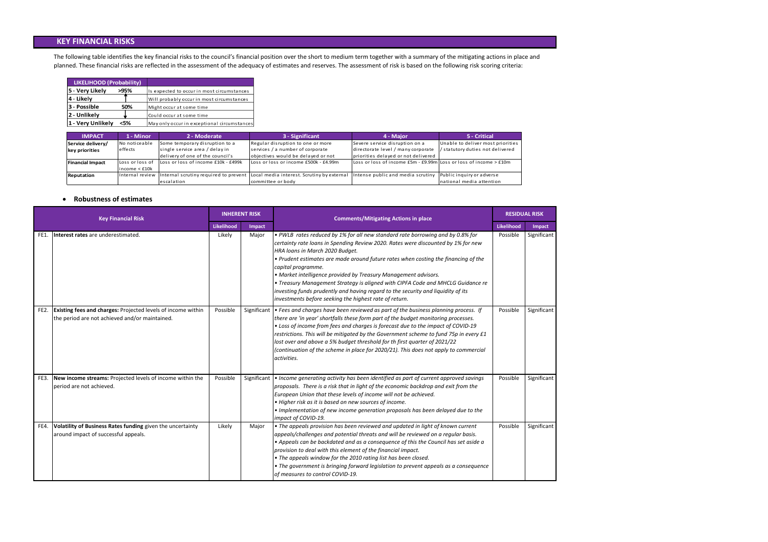# KEY FINANCIAL RISKS

The following table identifies the key financial risks to the council's financial position over the short to medium term together with a summary of the mitigating actions in place and planned. These financial risks are reflected in the assessment of the adequacy of estimates and reserves. The assessment of risk is based on the following risk scoring criteria:

| LIKELIHOOD (Probability) | | |
|---|---|---|
| 5 - Very Likely | >95% | Is expected to occur in most circumstances |
| 4 - Likely | ↑ | Will probably occur in most circumstances |
| 3 - Possible | 50% | Might occur at some time |
| 2 - Unlikely | ↓ | Could occur at some time |
| 1 - Very Unlikely | <5% | May only occur in exceptional circumstances |

| IMPACT | 1 - Minor | 2 - Moderate | 3 - Significant | 4 - Major | 5 - Critical |
|---|---|---|---|---|---|
| Service delivery/ key priorities | No noticeable effects | Some temporary disruption to a single service area / delay in delivery of one of the council's | Regular disruption to one or more services / a number of corporate objectives would be delayed or not | Severe service disruption on a directorate level / many corporate priorities delayed or not delivered | Unable to deliver most priorities / statutory duties not delivered |
| Financial Impact | Loss or loss of income < £10k | Loss or loss of income £10k - £499k | Loss or loss or income £500k - £4.99m | Loss or loss of income £5m - £9.99m | Loss or loss of income > £10m |
| Reputation | Internal review | Internal scrutiny required to prevent escalation | Local media interest. Scrutiny by external committee or body | Intense public and media scrutiny | Public inquiry or adverse national media attention |

- **Robustness of estimates**

| | Key Financial Risk | INHERENT RISK | | Comments/Mitigating Actions in place | RESIDUAL RISK | |
|---|---|---|---|---|---|---|
| | | Likelihood | Impact | | Likelihood | Impact |
| FE1. | **Interest rates** are underestimated. | Likely | Major | *• PWLB rates reduced by 1% for all new standard rate borrowing and by 0.8% for certainty rate loans in Spending Review 2020. Rates were discounted by 1% for new HRA loans in March 2020 Budget.*<br>*• Prudent estimates are made around future rates when costing the financing of the capital programme.*<br>*• Market intelligence provided by Treasury Management advisors.*<br>*• Treasury Management Strategy is aligned with CIPFA Code and MHCLG Guidance re investing funds prudently and having regard to the security and liquidity of its investments before seeking the highest rate of return.* | Possible | Significant |
| FE2. | **Existing fees and charges:** Projected levels of income within the period are not achieved and/or maintained. | Possible | Significant | *• Fees and charges have been reviewed as part of the business planning process. If there are 'in year' shortfalls these form part of the budget monitoring processes.*<br>*• Loss of income from fees and charges is forecast due to the impact of COVID-19 restrictions. This will be mitigated by the Government scheme to fund 75p in every £1 lost over and above a 5% budget threshold for th first quarter of 2021/22 (continuation of the scheme in place for 2020/21). This does not apply to commercial activities.* | Possible | Significant |
| FE3. | **New income streams:** Projected levels of income within the period are not achieved. | Possible | Significant | *• Income generating activity has been identified as part of current approved savings proposals. There is a risk that in light of the economic backdrop and exit from the European Union that these levels of income will not be achieved.*<br>*• Higher risk as it is based on new sources of income.*<br>*• Implementation of new income generation proposals has been delayed due to the impact of COVID-19.* | Possible | Significant |
| FE4. | **Volatility of Business Rates funding** given the uncertainty around impact of successful appeals. | Likely | Major | *• The appeals provision has been reviewed and updated in light of known current appeals/challenges and potential threats and will be reviewed on a regular basis.*<br>*• Appeals can be backdated and as a consequence of this the Council has set aside a provision to deal with this element of the financial impact.*<br>*• The appeals window for the 2010 rating list has been closed.*<br>*• The government is bringing forward legislation to prevent appeals as a consequence of measures to control COVID-19.* | Possible | Significant |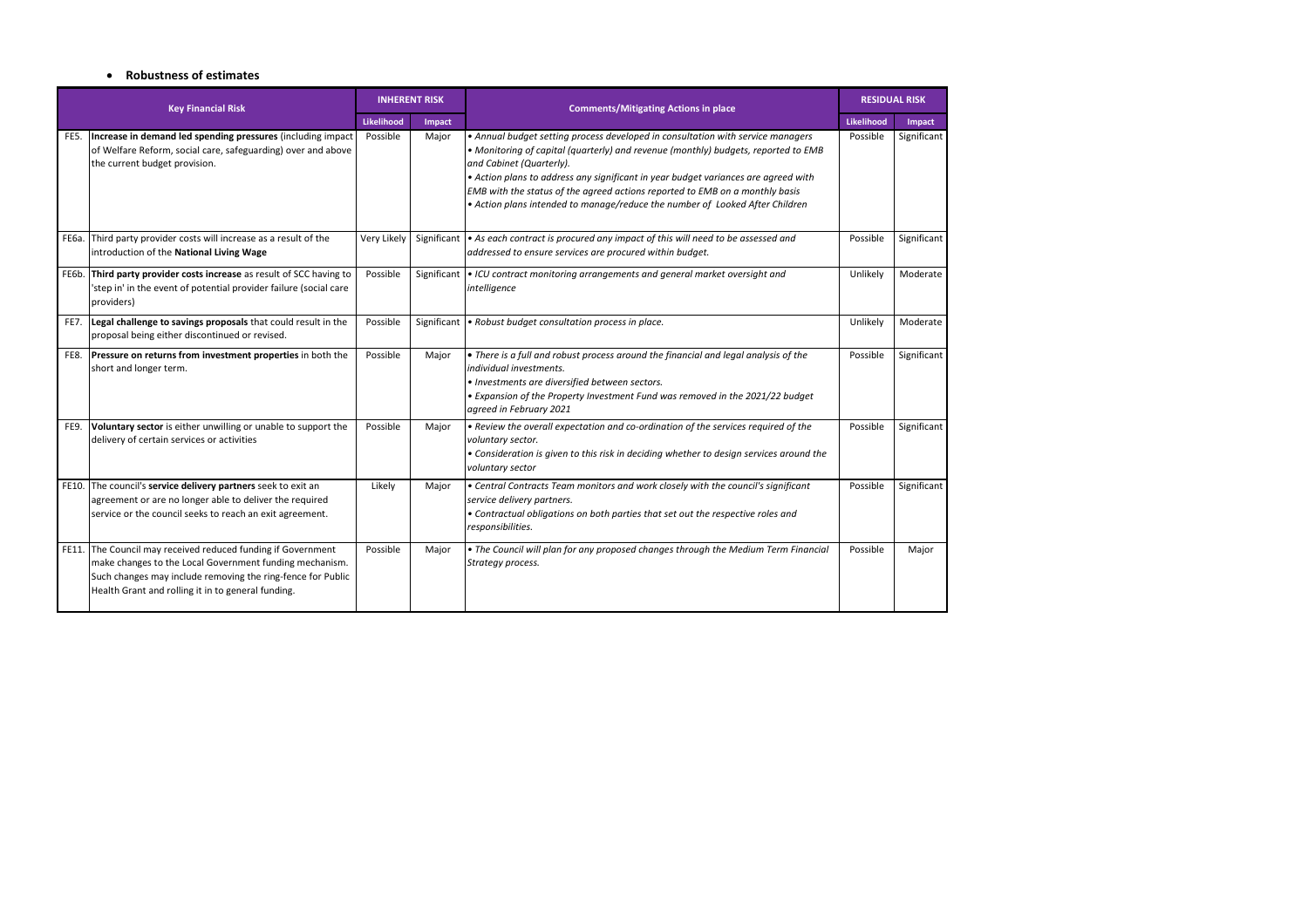- **Robustness of estimates**

| | Key Financial Risk | INHERENT RISK | | Comments/Mitigating Actions in place | RESIDUAL RISK | |
|---|---|---|---|---|---|---|
| | | Likelihood | Impact | | Likelihood | Impact |
| FE5. | **Increase in demand led spending pressures** (including impact of Welfare Reform, social care, safeguarding) over and above the current budget provision. | Possible | Major | *• Annual budget setting process developed in consultation with service managers<br>• Monitoring of capital (quarterly) and revenue (monthly) budgets, reported to EMB and Cabinet (Quarterly).<br>• Action plans to address any significant in year budget variances are agreed with EMB with the status of the agreed actions reported to EMB on a monthly basis<br>• Action plans intended to manage/reduce the number of Looked After Children* | Possible | Significant |
| FE6a. | Third party provider costs will increase as a result of the introduction of the **National Living Wage** | Very Likely | Significant | *• As each contract is procured any impact of this will need to be assessed and addressed to ensure services are procured within budget.* | Possible | Significant |
| FE6b. | **Third party provider costs increase** as result of SCC having to 'step in' in the event of potential provider failure (social care providers) | Possible | Significant | *• ICU contract monitoring arrangements and general market oversight and intelligence* | Unlikely | Moderate |
| FE7. | **Legal challenge to savings proposals** that could result in the proposal being either discontinued or revised. | Possible | Significant | *• Robust budget consultation process in place.* | Unlikely | Moderate |
| FE8. | **Pressure on returns from investment properties** in both the short and longer term. | Possible | Major | *• There is a full and robust process around the financial and legal analysis of the individual investments.<br>• Investments are diversified between sectors.<br>• Expansion of the Property Investment Fund was removed in the 2021/22 budget agreed in February 2021* | Possible | Significant |
| FE9. | **Voluntary sector** is either unwilling or unable to support the delivery of certain services or activities | Possible | Major | *• Review the overall expectation and co-ordination of the services required of the voluntary sector.<br>• Consideration is given to this risk in deciding whether to design services around the voluntary sector* | Possible | Significant |
| FE10. | The council's **service delivery partners** seek to exit an agreement or are no longer able to deliver the required service or the council seeks to reach an exit agreement. | Likely | Major | *• Central Contracts Team monitors and work closely with the council's significant service delivery partners.<br>• Contractual obligations on both parties that set out the respective roles and responsibilities.* | Possible | Significant |
| FE11. | The Council may received reduced funding if Government make changes to the Local Government funding mechanism. Such changes may include removing the ring-fence for Public Health Grant and rolling it in to general funding. | Possible | Major | *• The Council will plan for any proposed changes through the Medium Term Financial Strategy process.* | Possible | Major |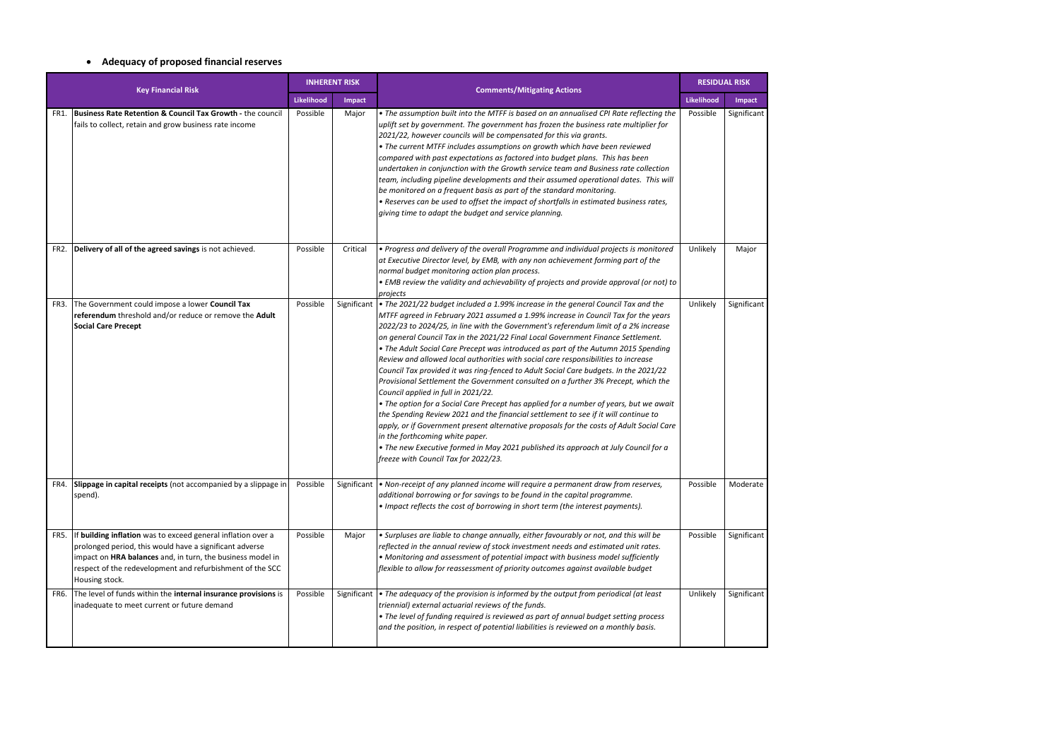- **Adequacy of proposed financial reserves**

| | Key Financial Risk | INHERENT RISK | | Comments/Mitigating Actions | RESIDUAL RISK | |
|---|---|---|---|---|---|---|
| | | Likelihood | Impact | | Likelihood | Impact |
| FR1. | **Business Rate Retention & Council Tax Growth -** the council fails to collect, retain and grow business rate income | Possible | Major | *• The assumption built into the MTFF is based on an annualised CPI Rate reflecting the uplift set by government. The government has frozen the business rate multiplier for 2021/22, however councils will be compensated for this via grants.*<br>*• The current MTFF includes assumptions on growth which have been reviewed compared with past expectations as factored into budget plans. This has been undertaken in conjunction with the Growth service team and Business rate collection team, including pipeline developments and their assumed operational dates. This will be monitored on a frequent basis as part of the standard monitoring.*<br>*• Reserves can be used to offset the impact of shortfalls in estimated business rates, giving time to adapt the budget and service planning.* | Possible | Significant |
| FR2. | **Delivery of all of the agreed savings** is not achieved. | Possible | Critical | *• Progress and delivery of the overall Programme and individual projects is monitored at Executive Director level, by EMB, with any non achievement forming part of the normal budget monitoring action plan process.*<br>*• EMB review the validity and achievability of projects and provide approval (or not) to projects* | Unlikely | Major |
| FR3. | The Government could impose a lower **Council Tax referendum** threshold and/or reduce or remove the **Adult Social Care Precept** | Possible | Significant | *• The 2021/22 budget included a 1.99% increase in the general Council Tax and the MTFF agreed in February 2021 assumed a 1.99% increase in Council Tax for the years 2022/23 to 2024/25, in line with the Government's referendum limit of a 2% increase on general Council Tax in the 2021/22 Final Local Government Finance Settlement.*<br>*• The Adult Social Care Precept was introduced as part of the Autumn 2015 Spending Review and allowed local authorities with social care responsibilities to increase Council Tax provided it was ring-fenced to Adult Social Care budgets. In the 2021/22 Provisional Settlement the Government consulted on a further 3% Precept, which the Council applied in full in 2021/22.*<br>*• The option for a Social Care Precept has applied for a number of years, but we await the Spending Review 2021 and the financial settlement to see if it will continue to apply, or if Government present alternative proposals for the costs of Adult Social Care in the forthcoming white paper.*<br>*• The new Executive formed in May 2021 published its approach at July Council for a freeze with Council Tax for 2022/23.* | Unlikely | Significant |
| FR4. | **Slippage in capital receipts** (not accompanied by a slippage in spend). | Possible | Significant | *• Non-receipt of any planned income will require a permanent draw from reserves, additional borrowing or for savings to be found in the capital programme.*<br>*• Impact reflects the cost of borrowing in short term (the interest payments).* | Possible | Moderate |
| FR5. | If **building inflation** was to exceed general inflation over a prolonged period, this would have a significant adverse impact on **HRA balances** and, in turn, the business model in respect of the redevelopment and refurbishment of the SCC Housing stock. | Possible | Major | *• Surpluses are liable to change annually, either favourably or not, and this will be reflected in the annual review of stock investment needs and estimated unit rates.*<br>*• Monitoring and assessment of potential impact with business model sufficiently flexible to allow for reassessment of priority outcomes against available budget* | Possible | Significant |
| FR6. | The level of funds within the **internal insurance provisions** is inadequate to meet current or future demand | Possible | Significant | *• The adequacy of the provision is informed by the output from periodical (at least triennial) external actuarial reviews of the funds.*<br>*• The level of funding required is reviewed as part of annual budget setting process and the position, in respect of potential liabilities is reviewed on a monthly basis.* | Unlikely | Significant |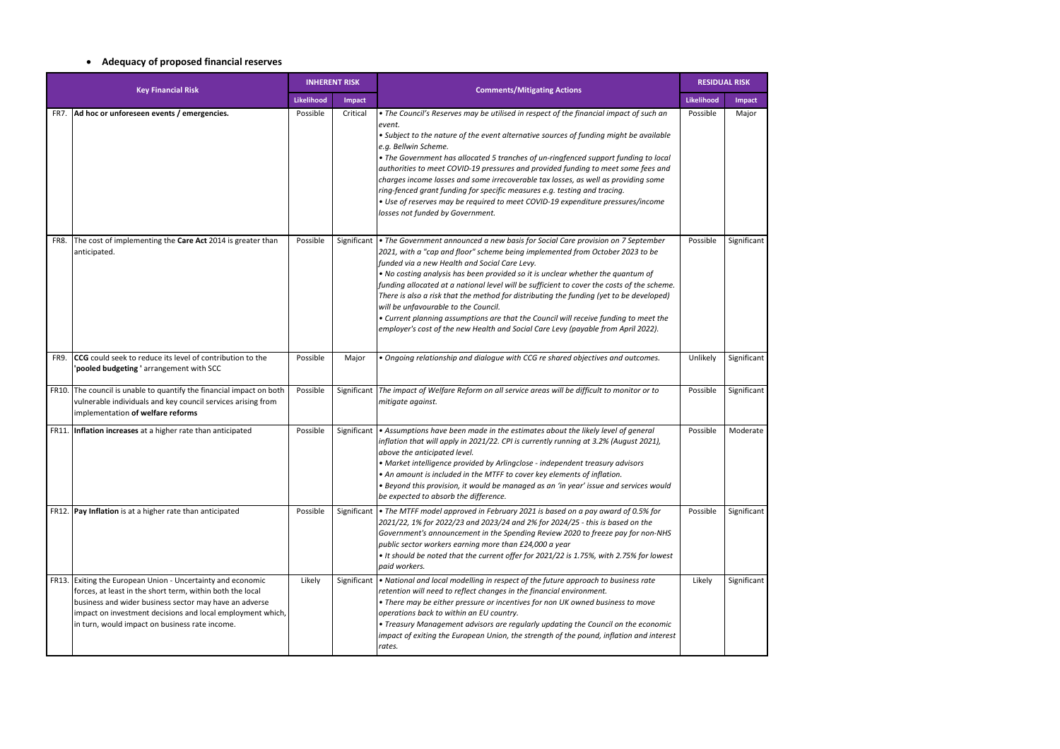- **Adequacy of proposed financial reserves**

| | Key Financial Risk | INHERENT RISK | | Comments/Mitigating Actions | RESIDUAL RISK | |
|---|---|---|---|---|---|---|
| | | Likelihood | Impact | | Likelihood | Impact |
| FR7. | **Ad hoc or unforeseen events / emergencies.** | Possible | Critical | *• The Council's Reserves may be utilised in respect of the financial impact of such an event.*<br>*• Subject to the nature of the event alternative sources of funding might be available e.g. Bellwin Scheme.*<br>*• The Government has allocated 5 tranches of un-ringfenced support funding to local authorities to meet COVID-19 pressures and provided funding to meet some fees and charges income losses and some irrecoverable tax losses, as well as providing some ring-fenced grant funding for specific measures e.g. testing and tracing.*<br>*• Use of reserves may be required to meet COVID-19 expenditure pressures/income losses not funded by Government.* | Possible | Major |
| FR8. | The cost of implementing the **Care Act** 2014 is greater than anticipated. | Possible | Significant | *• The Government announced a new basis for Social Care provision on 7 September 2021, with a "cap and floor" scheme being implemented from October 2023 to be funded via a new Health and Social Care Levy.*<br>*• No costing analysis has been provided so it is unclear whether the quantum of funding allocated at a national level will be sufficient to cover the costs of the scheme. There is also a risk that the method for distributing the funding (yet to be developed) will be unfavourable to the Council.*<br>*• Current planning assumptions are that the Council will receive funding to meet the employer's cost of the new Health and Social Care Levy (payable from April 2022).* | Possible | Significant |
| FR9. | **CCG** could seek to reduce its level of contribution to the **'pooled budgeting '** arrangement with SCC | Possible | Major | *• Ongoing relationship and dialogue with CCG re shared objectives and outcomes.* | Unlikely | Significant |
| FR10. | The council is unable to quantify the financial impact on both vulnerable individuals and key council services arising from implementation **of welfare reforms** | Possible | Significant | *The impact of Welfare Reform on all service areas will be difficult to monitor or to mitigate against.* | Possible | Significant |
| FR11. | **Inflation increases** at a higher rate than anticipated | Possible | Significant | *• Assumptions have been made in the estimates about the likely level of general inflation that will apply in 2021/22. CPI is currently running at 3.2% (August 2021), above the anticipated level.*<br>*• Market intelligence provided by Arlingclose - independent treasury advisors*<br>*• An amount is included in the MTFF to cover key elements of inflation.*<br>*• Beyond this provision, it would be managed as an 'in year' issue and services would be expected to absorb the difference.* | Possible | Moderate |
| FR12. | **Pay Inflation** is at a higher rate than anticipated | Possible | Significant | *• The MTFF model approved in February 2021 is based on a pay award of 0.5% for 2021/22, 1% for 2022/23 and 2023/24 and 2% for 2024/25 - this is based on the Government's announcement in the Spending Review 2020 to freeze pay for non-NHS public sector workers earning more than £24,000 a year*<br>*• It should be noted that the current offer for 2021/22 is 1.75%, with 2.75% for lowest paid workers.* | Possible | Significant |
| FR13. | Exiting the European Union - Uncertainty and economic forces, at least in the short term, within both the local business and wider business sector may have an adverse impact on investment decisions and local employment which, in turn, would impact on business rate income. | Likely | Significant | *• National and local modelling in respect of the future approach to business rate retention will need to reflect changes in the financial environment.*<br>*• There may be either pressure or incentives for non UK owned business to move operations back to within an EU country.*<br>*• Treasury Management advisors are regularly updating the Council on the economic impact of exiting the European Union, the strength of the pound, inflation and interest rates.* | Likely | Significant |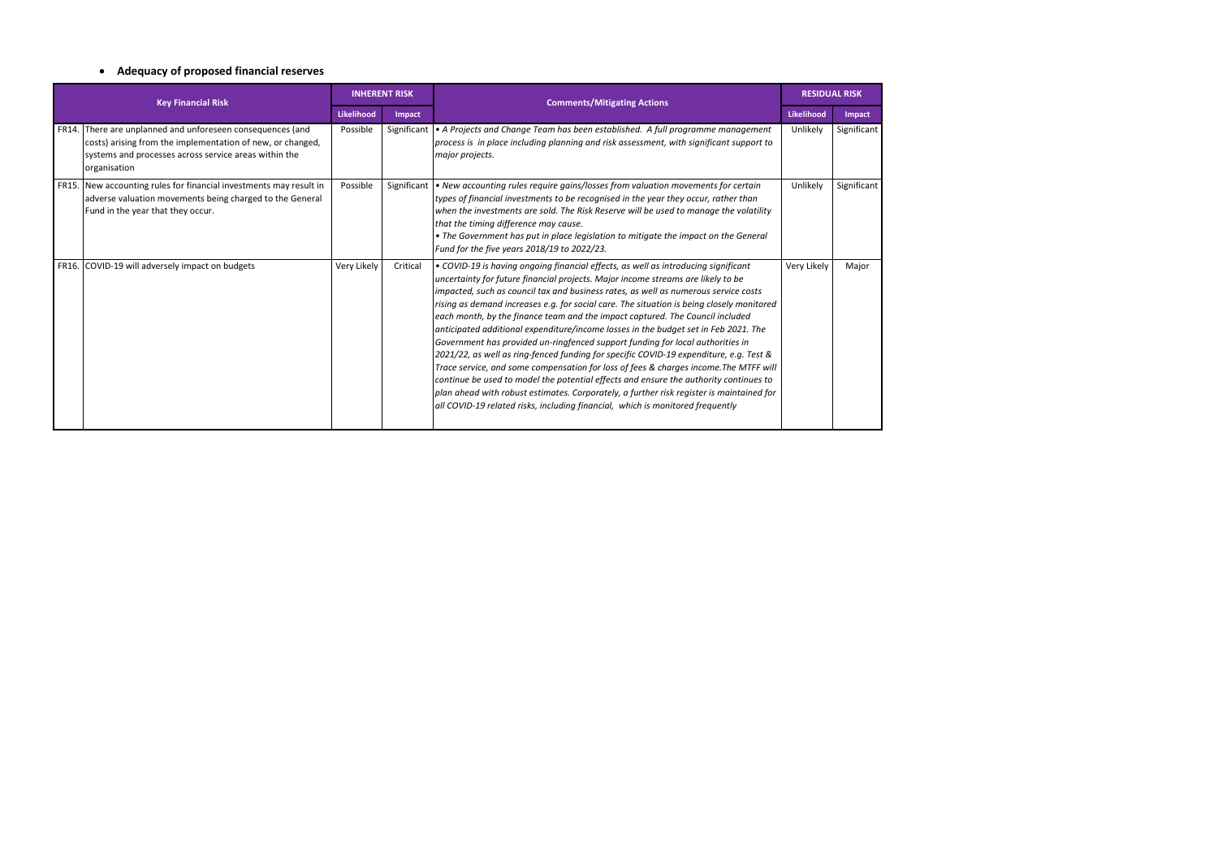- **Adequacy of proposed financial reserves**

| Key Financial Risk | | INHERENT RISK | | Comments/Mitigating Actions | RESIDUAL RISK | |
|---|---|---|---|---|---|---|
| | | Likelihood | Impact | | Likelihood | Impact |
| FR14. | There are unplanned and unforeseen consequences (and costs) arising from the implementation of new, or changed, systems and processes across service areas within the organisation | Possible | Significant | *• A Projects and Change Team has been established. A full programme management process is in place including planning and risk assessment, with significant support to major projects.* | Unlikely | Significant |
| FR15. | New accounting rules for financial investments may result in adverse valuation movements being charged to the General Fund in the year that they occur. | Possible | Significant | *• New accounting rules require gains/losses from valuation movements for certain types of financial investments to be recognised in the year they occur, rather than when the investments are sold. The Risk Reserve will be used to manage the volatility that the timing difference may cause.* <br> *• The Government has put in place legislation to mitigate the impact on the General Fund for the five years 2018/19 to 2022/23.* | Unlikely | Significant |
| FR16. | COVID-19 will adversely impact on budgets | Very Likely | Critical | *• COVID-19 is having ongoing financial effects, as well as introducing significant uncertainty for future financial projects. Major income streams are likely to be impacted, such as council tax and business rates, as well as numerous service costs rising as demand increases e.g. for social care. The situation is being closely monitored each month, by the finance team and the impact captured. The Council included anticipated additional expenditure/income losses in the budget set in Feb 2021. The Government has provided un-ringfenced support funding for local authorities in 2021/22, as well as ring-fenced funding for specific COVID-19 expenditure, e.g. Test & Trace service, and some compensation for loss of fees & charges income.The MTFF will continue be used to model the potential effects and ensure the authority continues to plan ahead with robust estimates. Corporately, a further risk register is maintained for all COVID-19 related risks, including financial, which is monitored frequently* | Very Likely | Major |